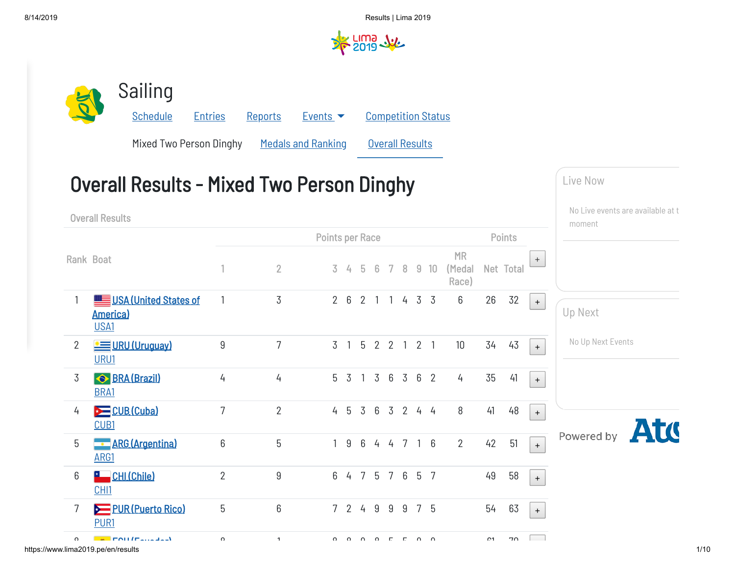# Sailing

Schedule Entries Reports Events Competition Status

Mixed Two Person Dinghy Medals and Ranking Overall Results

## Overall Results - Mixed Two Person Dinghy

Overall Results

| Rank | Boat | Points per Race | | | | | | | | | | | Points | | |
|---|---|---|---|---|---|---|---|---|---|---|---|---|---|---|---|
| | | 1 | 2 | 3 | 4 | 5 | 6 | 7 | 8 | 9 | 10 | MR (Medal Race) | Net | Total | + |
| 1 | USA (United States of America) USA1 | 1 | 3 | 2 | 6 | 2 | 1 | 1 | 4 | 3 | 3 | 6 | 26 | 32 | + |
| 2 | URU (Uruguay) URU1 | 9 | 7 | 3 | 1 | 5 | 2 | 2 | 1 | 2 | 1 | 10 | 34 | 43 | + |
| 3 | BRA (Brazil) BRA1 | 4 | 4 | 5 | 3 | 1 | 3 | 6 | 3 | 6 | 2 | 4 | 35 | 41 | + |
| 4 | CUB (Cuba) CUB1 | 7 | 2 | 4 | 5 | 3 | 6 | 3 | 2 | 4 | 4 | 8 | 41 | 48 | + |
| 5 | ARG (Argentina) ARG1 | 6 | 5 | 1 | 9 | 6 | 4 | 4 | 7 | 1 | 6 | 2 | 42 | 51 | + |
| 6 | CHI (Chile) CHI1 | 2 | 9 | 6 | 4 | 7 | 5 | 7 | 6 | 5 | 7 | | 49 | 58 | + |
| 7 | PUR (Puerto Rico) PUR1 | 5 | 6 | 7 | 2 | 4 | 9 | 9 | 9 | 7 | 5 | | 54 | 63 | + |

Live Now

No Live events are available at t moment

Up Next

No Up Next Events

Powered by Atos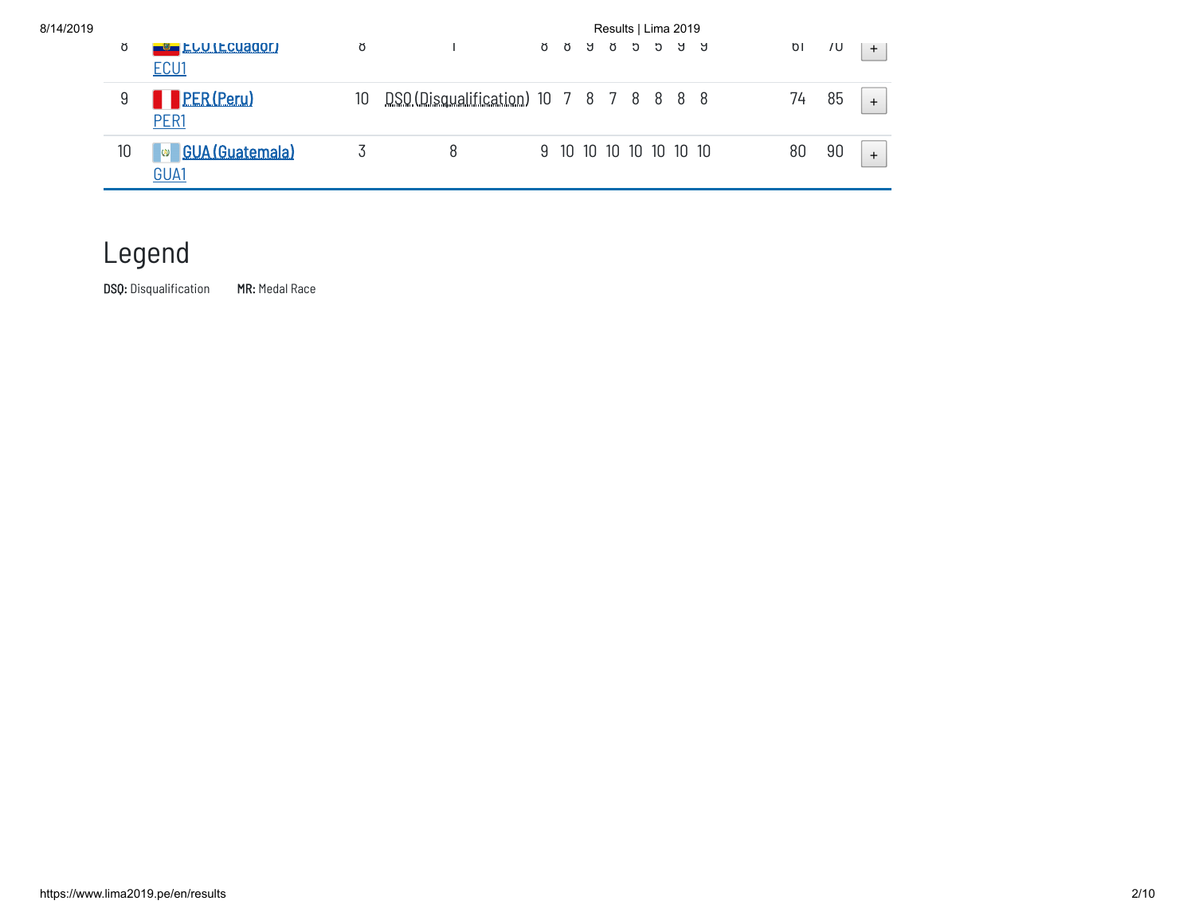| | | | | | | | | | | | | | |
|---|---|---|---|---|---|---|---|---|---|---|---|---|---|
| 8 | ECU (Ecuador) ECU1 | 8 | 1 | 8 | 8 | 9 | 8 | 5 | 5 | 9 | 9 | 61 | 70 |
| 9 | PER (Peru) PER1 | 10 | DSQ (Disqualification) | 10 | 7 | 8 | 7 | 8 | 8 | 8 | 8 | 74 | 85 |
| 10 | GUA (Guatemala) GUA1 | 3 | 8 | 9 | 10 | 10 | 10 | 10 | 10 | 10 | 10 | 80 | 90 |

## Legend

**DSQ:** Disqualification **MR:** Medal Race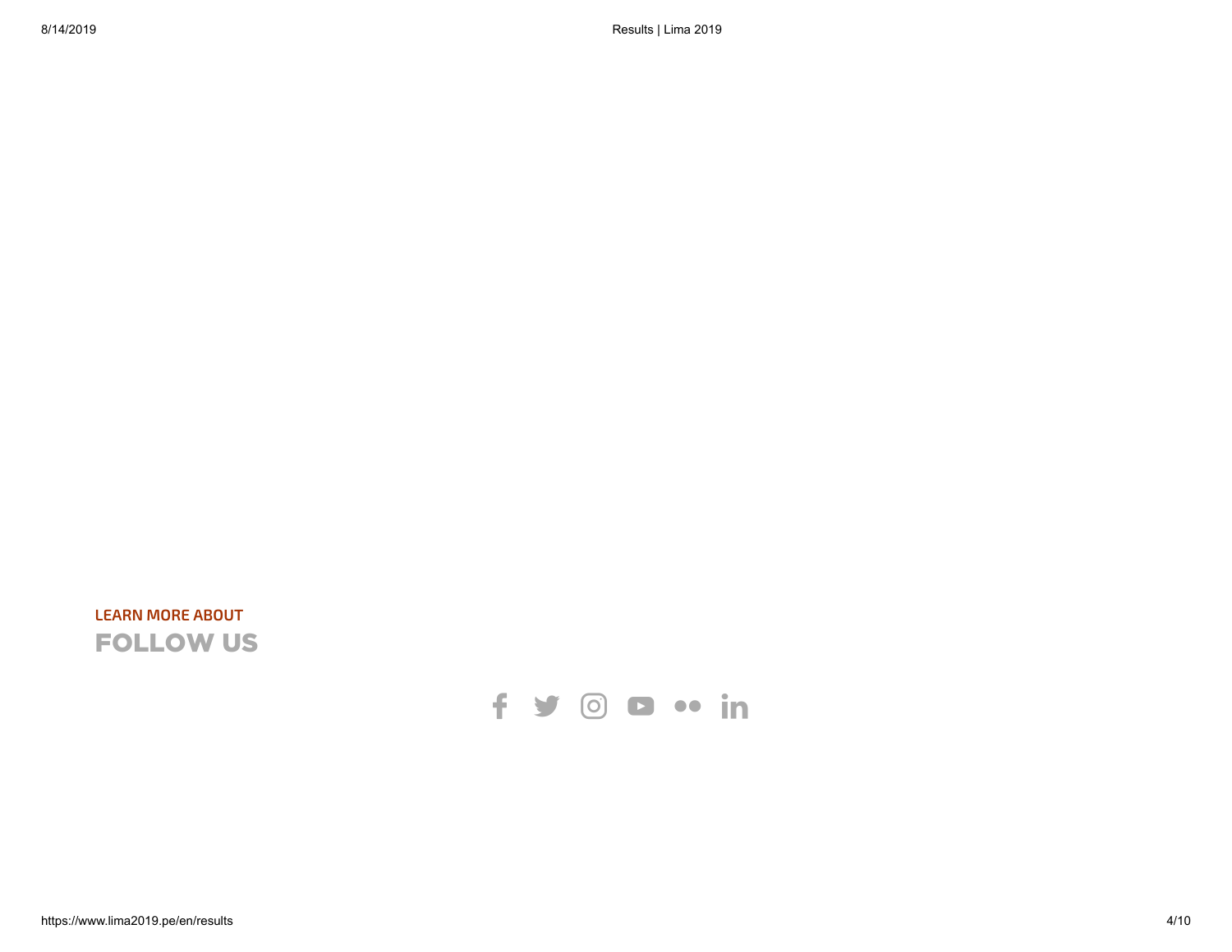LEARN MORE ABOUT

## FOLLOW US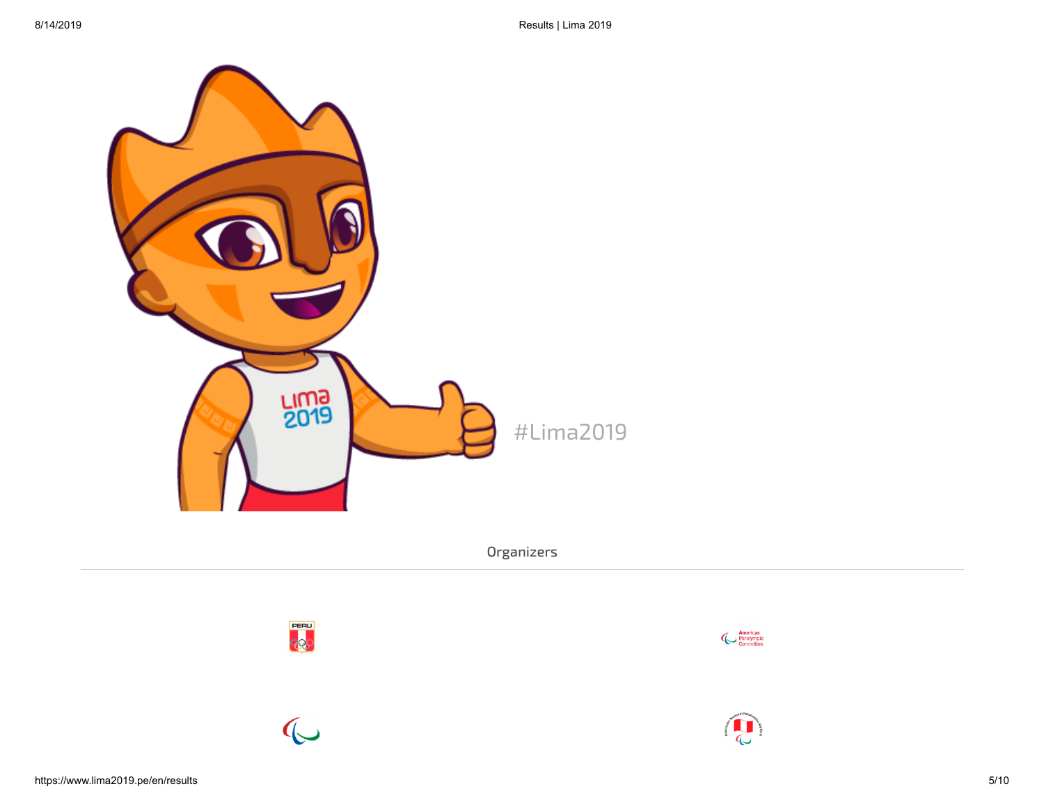#Lima2019

Organizers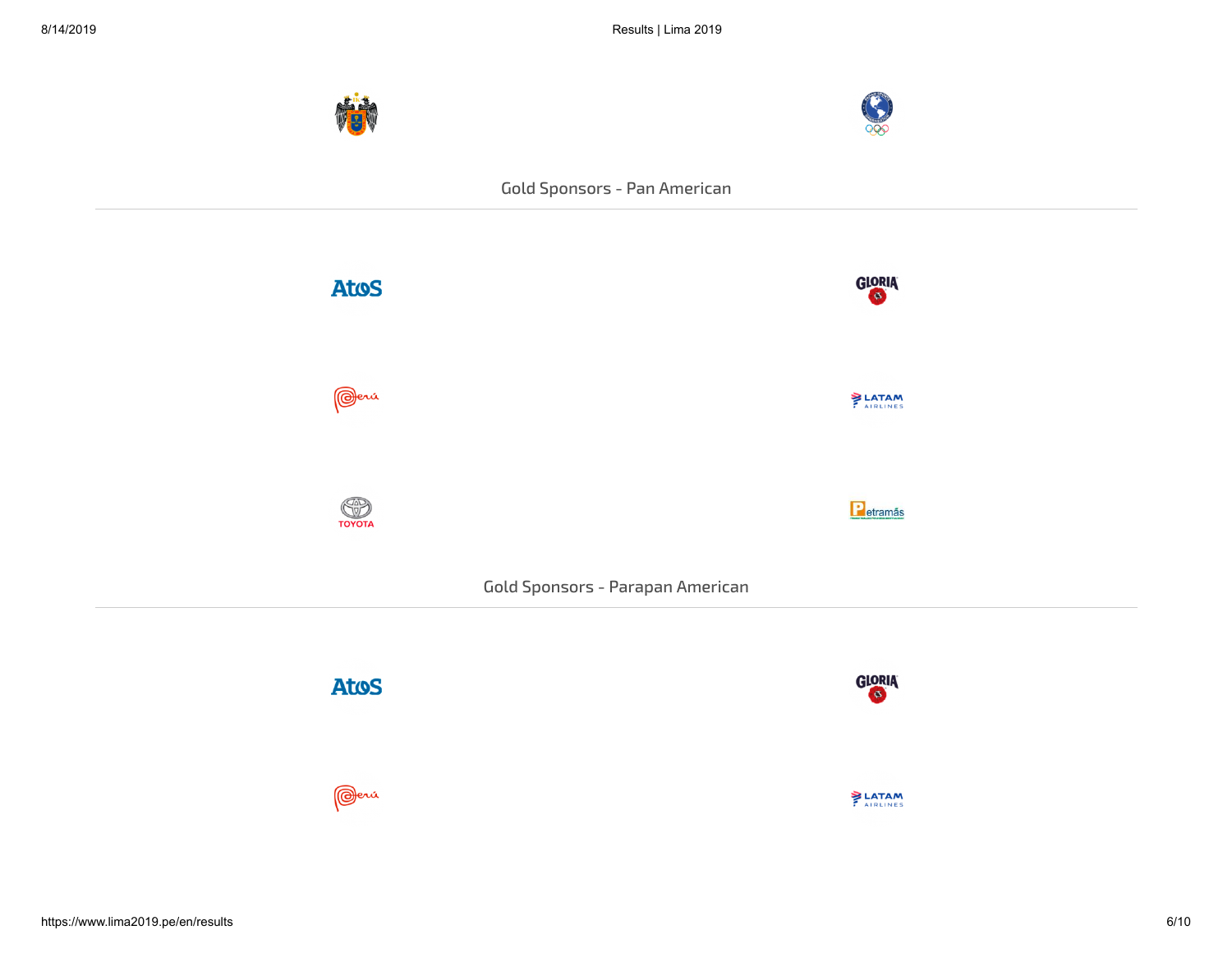## Gold Sponsors - Pan American

## Gold Sponsors - Parapan American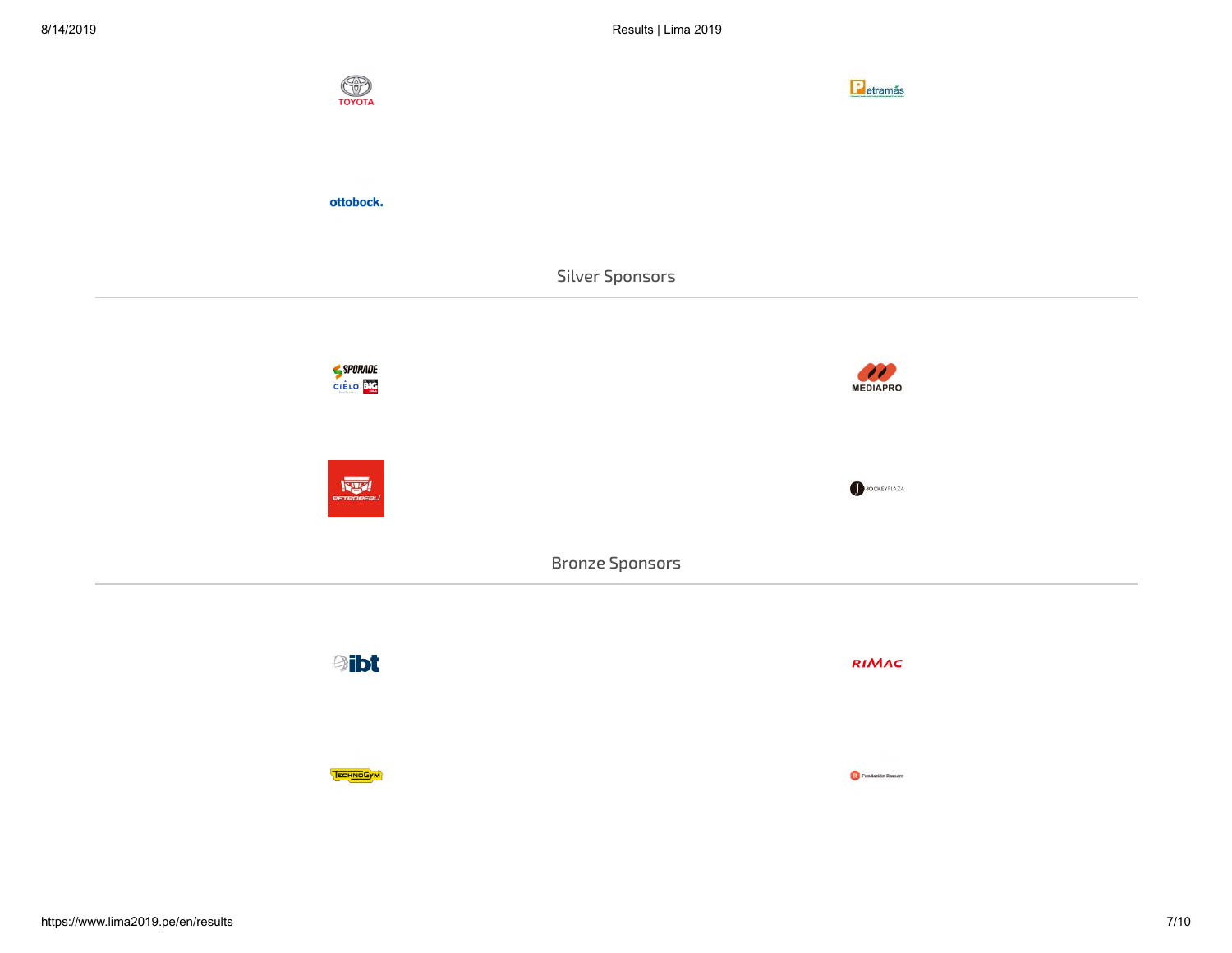TOYOTA

Petramás

ottobock.

## Silver Sponsors

SPORADE
CIELO

MEDIAPRO

PETROPERU

JOCKEY PLAZA

## Bronze Sponsors

ibt

RIMAC

TECHNOGYM

Fundación Romero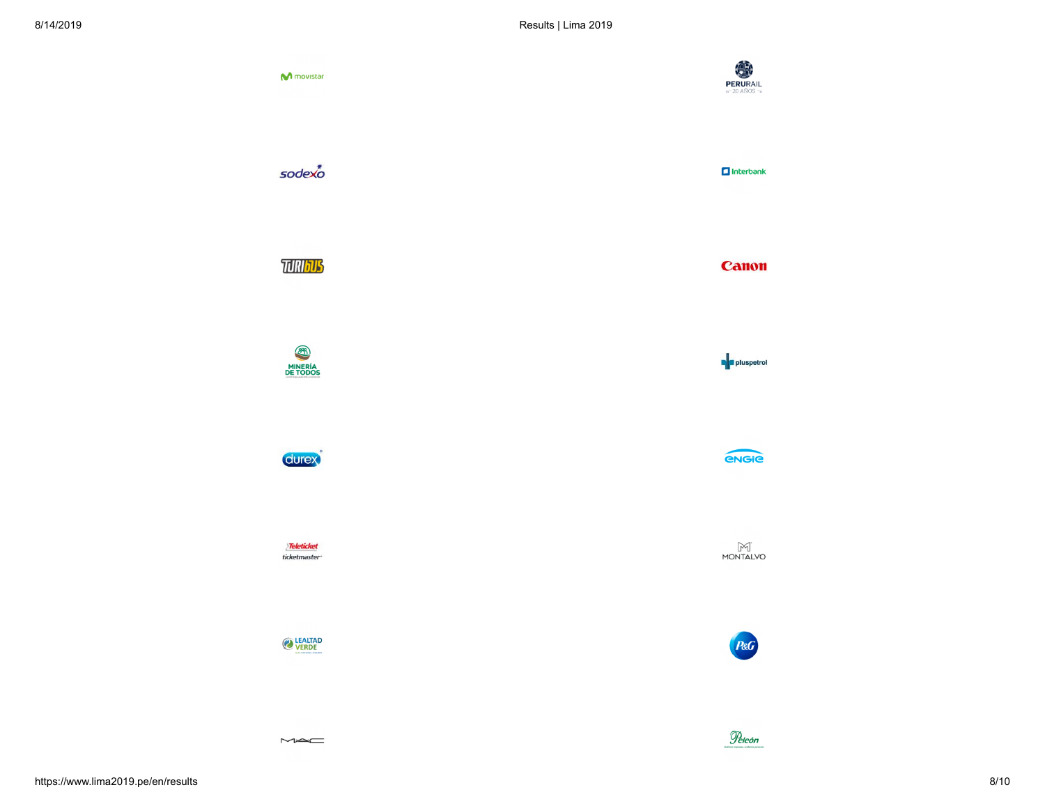movistar

PERURAIL
20 AÑOS

sodexo

Interbank

TURIBUS

Canon

MINERÍA DE TODOS

pluspetrol

durex

ENGIE

Teleticket
ticketmaster

MONTALVO

LEALTAD VERDE

P&G

MAC

Peleón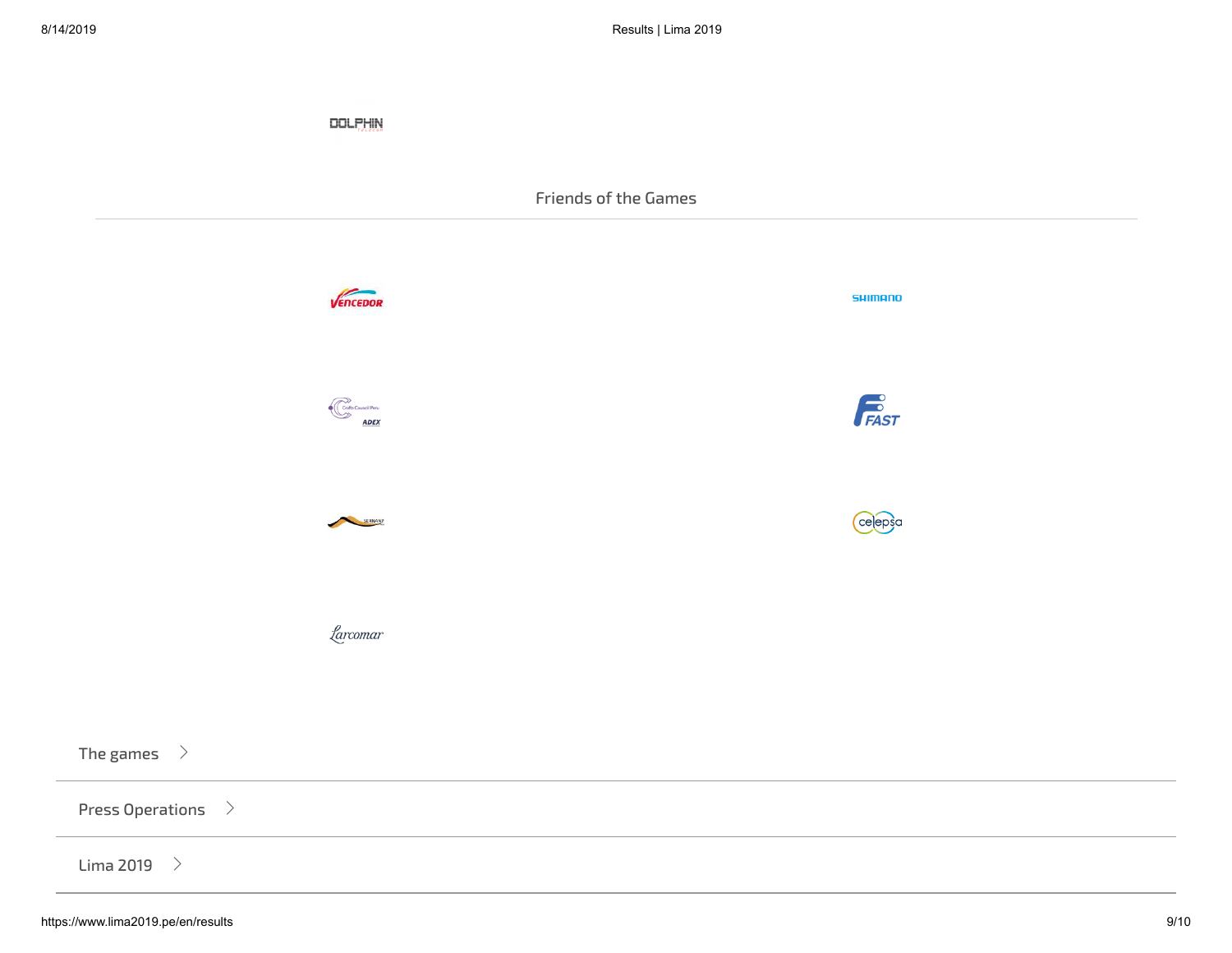DOLPHIN

## Friends of the Games

Vencedor

SHIMANO

Crafts Council Peru ADEX

FAST

SERNANP

celepsa

Larcomar

The games

Press Operations

Lima 2019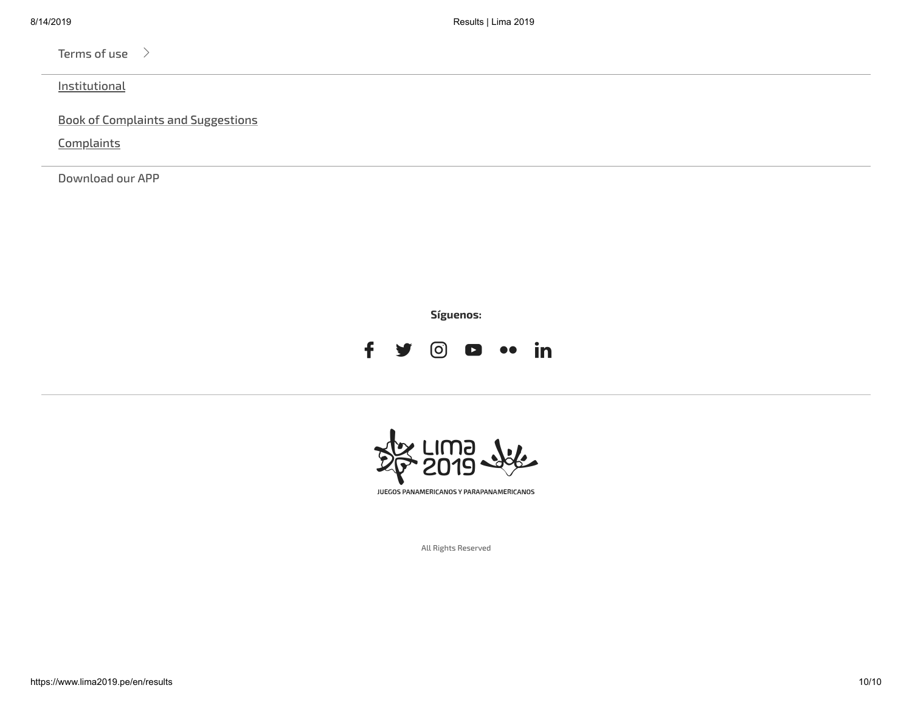Terms of use >

Institutional

Book of Complaints and Suggestions

Complaints

Download our APP

**Síguenos:**

JUEGOS PANAMERICANOS Y PARAPANAMERICANOS

All Rights Reserved